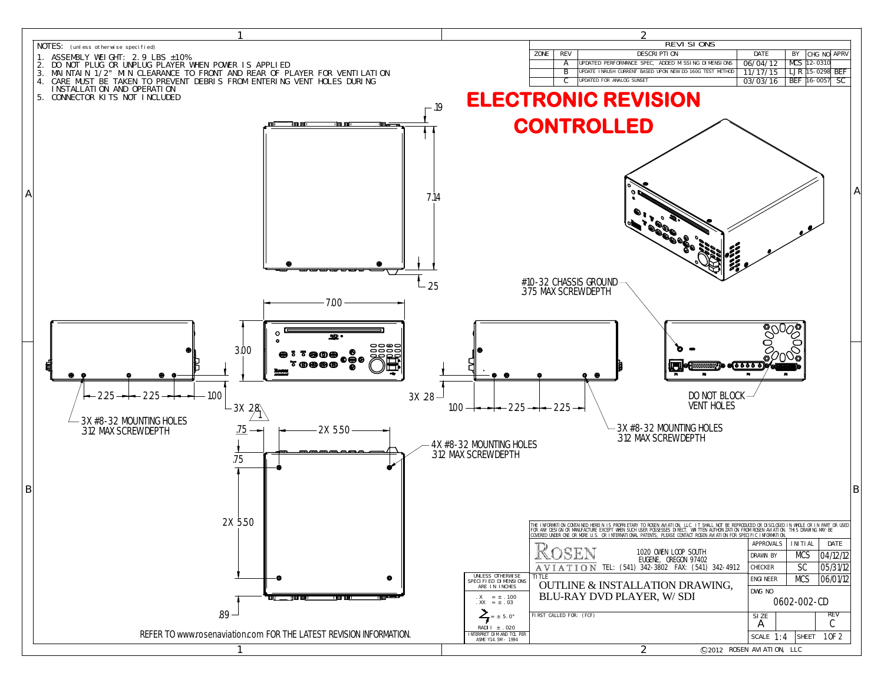NOTES: (unless otherwise specified)

1. ASSEMBLY WEIGHT: 2.9 LBS ±10%
2. DO NOT PLUG OR UNPLUG PLAYER WHEN POWER IS APPLIED
3. MAINTAIN 1/2" MIN CLEARANCE TO FRONT AND REAR OF PLAYER FOR VENTILATION
4. CARE MUST BE TAKEN TO PREVENT DEBRIS FROM ENTERING VENT HOLES DURING INSTALLATION AND OPERATION
5. CONNECTOR KITS NOT INCLUDED

**REVISIONS**

| ZONE | REV | DESCRIPTION | DATE | BY | CHG NO | APRV |
|---|---|---|---|---|---|---|
| | A | UPDATED PERFORMANCE SPEC, ADDED MISSING DIMENSIONS | 06/04/12 | MCS | 12-0310 | |
| | B | UPDATE INRUSH CURRENT BASED UPON NEW DO-160G TEST METHOD | 11/17/15 | LJR | 15-0298 | BEF |
| | C | UPDATED FOR ANALOG SUNSET | 03/03/16 | BEF | 16-0057 | SC |

# ELECTRONIC REVISION CONTROLLED

.19

7.14

.25

7.00

3.00

2.25 — 2.25 — 1.00

3X .28

3X #8-32 MOUNTING HOLES .312 MAX SCREWDEPTH

3X .28

1.00 — 2.25 — 2.25

#10-32 CHASSIS GROUND .375 MAX SCREWDEPTH

DO NOT BLOCK VENT HOLES

3X #8-32 MOUNTING HOLES .312 MAX SCREWDEPTH

.75

2X 5.50

.75

4X #8-32 MOUNTING HOLES .312 MAX SCREWDEPTH

2X 5.50

.89

REFER TO www.rosenaviation.com FOR THE LATEST REVISION INFORMATION.

THE INFORMATION CONTAINED HEREIN IS PROPRIETARY TO ROSEN AVIATION, LLC. IT SHALL NOT BE REPRODUCED OR DISCLOSED IN WHOLE OR IN PART OR USED FOR ANY DESIGN OR MANUFACTURE EXCEPT WHEN SUCH USER POSSESSES DIRECT, WRITTEN AUTHORIZATION FROM ROSEN AVIATION. THIS DRAWING MAY BE COVERED UNDER ONE OR MORE U.S. OR INTERNATIONAL PATENTS, PLEASE CONTACT ROSEN AVIATION FOR SPECIFIC INFORMATION.

ROSEN AVIATION
1020 OWEN LOOP SOUTH
EUGENE, OREGON 97402
TEL: (541) 342-3802 FAX: (541) 342-4912

| APPROVALS | INITIAL | DATE |
|---|---|---|
| DRAWN BY | MCS | 04/12/12 |
| CHECKER | SC | 05/31/12 |
| ENGINEER | MCS | 06/01/12 |

UNLESS OTHERWISE SPECIFIED DIMENSIONS ARE IN INCHES
.X = ± .100
.XX = ± .03
∠ = ± 5.0°
RADII ± .020
INTERPRET DIM AND TOL PER ASME Y14.5M - 1994

TITLE: OUTLINE & INSTALLATION DRAWING, BLU-RAY DVD PLAYER, W/ SDI

DWG NO: 0602-002-CD

FIRST CALLED FOR: (FCF)

SIZE: A | REV: C

SCALE 1:4 | SHEET 1 OF 2

©2012 ROSEN AVIATION, LLC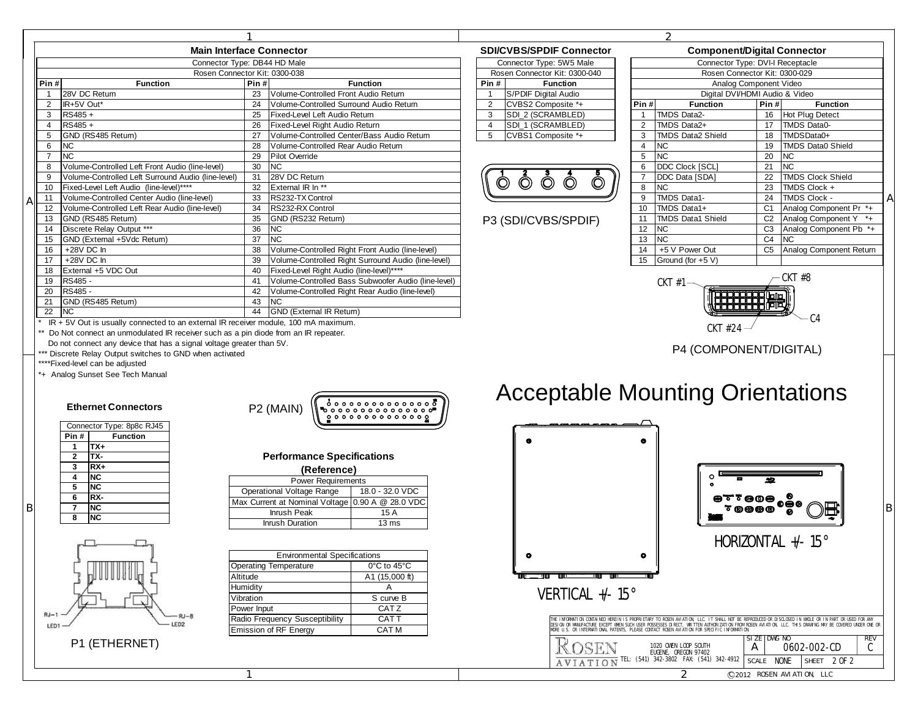## Main Interface Connector

| Pin # | Function | Pin # | Function |
|---|---|---|---|
| | Connector Type: DB44 HD Male | | |
| | Rosen Connector Kit: 0300-038 | | |
| 1 | 28V DC Return | 23 | Volume-Controlled Front Audio Return |
| 2 | IR+5V Out* | 24 | Volume-Controlled Surround Audio Return |
| 3 | RS485 + | 25 | Fixed-Level Left Audio Return |
| 4 | RS485 + | 26 | Fixed-Level Right Audio Return |
| 5 | GND (RS485 Return) | 27 | Volume-Controlled Center/Bass Audio Return |
| 6 | NC | 28 | Volume-Controlled Rear Audio Return |
| 7 | NC | 29 | Pilot Override |
| 8 | Volume-Controlled Left Front Audio (line-level) | 30 | NC |
| 9 | Volume-Controlled Left Surround Audio (line-level) | 31 | 28V DC Return |
| 10 | Fixed-Level Left Audio (line-level)**** | 32 | External IR In ** |
| 11 | Volume-Controlled Center Audio (line-level) | 33 | RS232-TX Control |
| 12 | Volume-Controlled Left Rear Audio (line-level) | 34 | RS232-RX Control |
| 13 | GND (RS485 Return) | 35 | GND (RS232 Return) |
| 14 | Discrete Relay Output *** | 36 | NC |
| 15 | GND (External +5Vdc Return) | 37 | NC |
| 16 | +28V DC In | 38 | Volume-Controlled Right Front Audio (line-level) |
| 17 | +28V DC In | 39 | Volume-Controlled Right Surround Audio (line-level) |
| 18 | External +5 VDC Out | 40 | Fixed-Level Right Audio (line-level)**** |
| 19 | RS485 - | 41 | Volume-Controlled Bass Subwoofer Audio (line-level) |
| 20 | RS485 - | 42 | Volume-Controlled Right Rear Audio (line-level) |
| 21 | GND (RS485 Return) | 43 | NC |
| 22 | NC | 44 | GND (External IR Return) |

\* IR + 5V Out is usually connected to an external IR receiver module, 100 mA maximum.
** Do Not connect an unmodulated IR receiver such as a pin diode from an IR repeater.
Do not connect any device that has a signal voltage greater than 5V.
*** Discrete Relay Output switches to GND when activated
****Fixed-level can be adjusted
*+ Analog Sunset See Tech Manual

## SDI/CVBS/SPDIF Connector

| Pin # | Function |
|---|---|
| | Connector Type: 5W5 Male |
| | Rosen Connector Kit: 0300-040 |
| 1 | S/PDIF Digital Audio |
| 2 | CVBS2 Composite *+ |
| 3 | SDI_2 (SCRAMBLED) |
| 4 | SDI_1 (SCRAMBLED) |
| 5 | CVBS1 Composite *+ |

P3 (SDI/CVBS/SPDIF)

## Component/Digital Connector

Connector Type: DVI-I Receptacle
Rosen Connector Kit: 0300-029
Analog Component Video
Digital DVI/HDMI Audio & Video

| Pin # | Function | Pin # | Function |
|---|---|---|---|
| 1 | TMDS Data2- | 16 | Hot Plug Detect |
| 2 | TMDS Data2+ | 17 | TMDS Data0- |
| 3 | TMDS Data2 Shield | 18 | TMDSData0+ |
| 4 | NC | 19 | TMDS Data0 Shield |
| 5 | NC | 20 | NC |
| 6 | DDC Clock [SCL] | 21 | NC |
| 7 | DDC Data [SDA] | 22 | TMDS Clock Shield |
| 8 | NC | 23 | TMDS Clock + |
| 9 | TMDS Data1- | 24 | TMDS Clock - |
| 10 | TMDS Data1+ | C1 | Analog Component Pr *+ |
| 11 | TMDS Data1 Shield | C2 | Analog Component Y *+ |
| 12 | NC | C3 | Analog Component Pb *+ |
| 13 | NC | C4 | NC |
| 14 | +5 V Power Out | C5 | Analog Component Return |
| 15 | Ground (for +5 V) | | |

CKT #1 CKT #8 C4 CKT #24

P4 (COMPONENT/DIGITAL)

## Ethernet Connectors

| Pin # | Function |
|---|---|
| | Connector Type: 8p8c RJ45 |
| 1 | TX+ |
| 2 | TX- |
| 3 | RX+ |
| 4 | NC |
| 5 | NC |
| 6 | RX- |
| 7 | NC |
| 8 | NC |

RJ-1 RJ-8 LED1 LED2

P1 (ETHERNET)

P2 (MAIN)

## Performance Specifications (Reference)

| Power Requirements | |
|---|---|
| Operational Voltage Range | 18.0 - 32.0 VDC |
| Max Current at Nominal Voltage | 0.90 A @ 28.0 VDC |
| Inrush Peak | 15 A |
| Inrush Duration | 13 ms |

| Environmental Specifications | |
|---|---|
| Operating Temperature | 0°C to 45°C |
| Altitude | A1 (15,000 ft) |
| Humidity | A |
| Vibration | S curve B |
| Power Input | CAT Z |
| Radio Frequency Susceptibility | CAT T |
| Emission of RF Energy | CAT M |

## Acceptable Mounting Orientations

VERTICAL +/- 15°

HORIZONTAL +/- 15°

THE INFORMATION CONTAINED HEREIN IS PROPRIETARY TO ROSEN AVIATION, LLC. IT SHALL NOT BE REPRODUCED OR DISCLOSED IN WHOLE OR IN PART OR USED FOR ANY DESIGN OR MANUFACTURE EXCEPT WHEN SUCH USER POSSESSES DIRECT, WRITTEN AUTHORIZATION FROM ROSEN AVIATION, LLC. THIS DRAWING MAY BE COVERED UNDER ONE OR MORE U.S. OR INTERNATIONAL PATENTS, PLEASE CONTACT ROSEN AVIATION FOR SPECIFIC INFORMATION.

ROSEN AVIATION
1020 OWEN LOOP SOUTH
EUGENE, OREGON 97402
TEL: (541) 342-3802 FAX: (541) 342-4912

SIZE A | DWG NO 0602-002-CD | REV C
SCALE NONE | SHEET 2 OF 2

©2012 ROSEN AVIATION, LLC